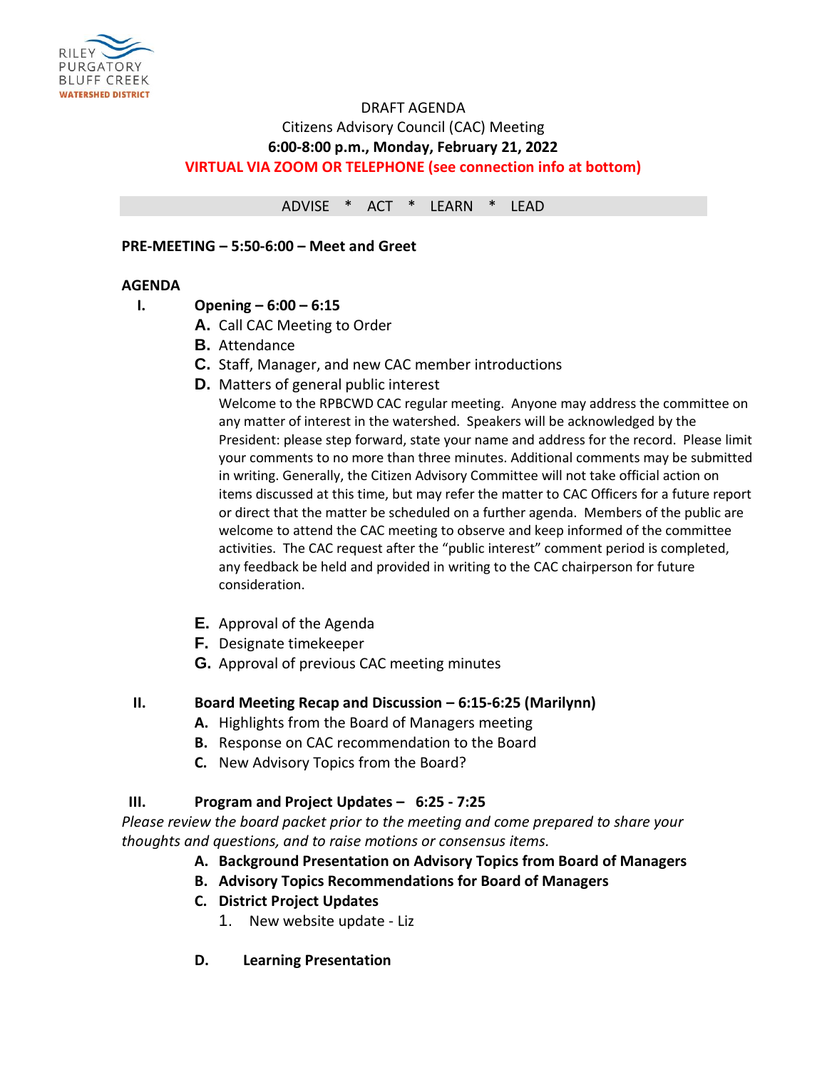RILEY PURGATORY BLUFF CREEK WATERSHED DISTRICT

DRAFT AGENDA
Citizens Advisory Council (CAC) Meeting
**6:00-8:00 p.m., Monday, February 21, 2022**
**VIRTUAL VIA ZOOM OR TELEPHONE (see connection info at bottom)**

ADVISE * ACT * LEARN * LEAD

**PRE-MEETING – 5:50-6:00 – Meet and Greet**

**AGENDA**

**I. Opening – 6:00 – 6:15**

- **A.** Call CAC Meeting to Order
- **B.** Attendance
- **C.** Staff, Manager, and new CAC member introductions
- **D.** Matters of general public interest

  Welcome to the RPBCWD CAC regular meeting. Anyone may address the committee on any matter of interest in the watershed. Speakers will be acknowledged by the President: please step forward, state your name and address for the record. Please limit your comments to no more than three minutes. Additional comments may be submitted in writing. Generally, the Citizen Advisory Committee will not take official action on items discussed at this time, but may refer the matter to CAC Officers for a future report or direct that the matter be scheduled on a further agenda. Members of the public are welcome to attend the CAC meeting to observe and keep informed of the committee activities. The CAC request after the "public interest" comment period is completed, any feedback be held and provided in writing to the CAC chairperson for future consideration.

- **E.** Approval of the Agenda
- **F.** Designate timekeeper
- **G.** Approval of previous CAC meeting minutes

**II. Board Meeting Recap and Discussion – 6:15-6:25 (Marilynn)**

- **A.** Highlights from the Board of Managers meeting
- **B.** Response on CAC recommendation to the Board
- **C.** New Advisory Topics from the Board?

**III. Program and Project Updates – 6:25 - 7:25**

*Please review the board packet prior to the meeting and come prepared to share your thoughts and questions, and to raise motions or consensus items.*

- **A. Background Presentation on Advisory Topics from Board of Managers**
- **B. Advisory Topics Recommendations for Board of Managers**
- **C. District Project Updates**
  1. New website update - Liz
- **D. Learning Presentation**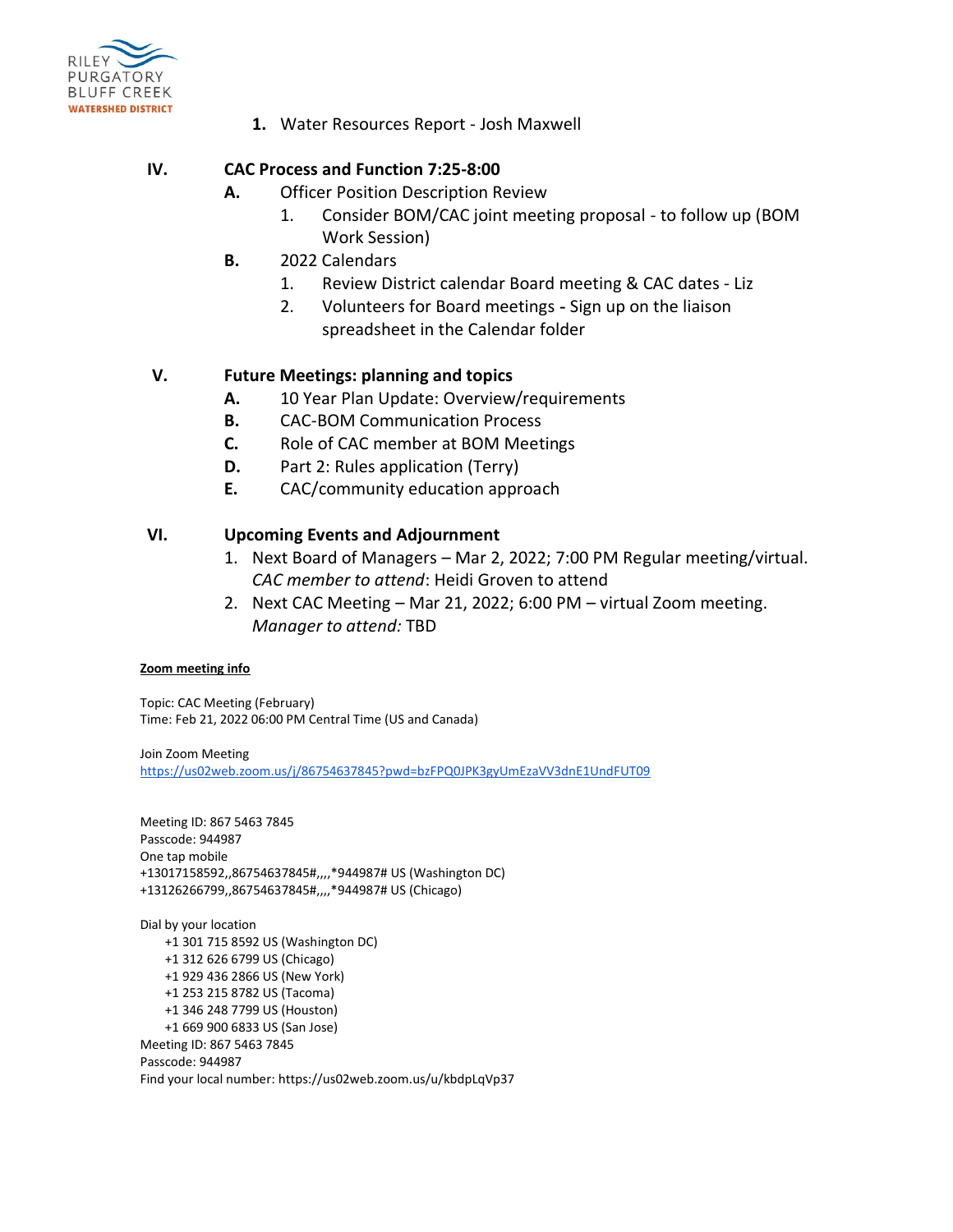1. Water Resources Report - Josh Maxwell

## IV. CAC Process and Function 7:25-8:00

**A.** Officer Position Description Review

1. Consider BOM/CAC joint meeting proposal - to follow up (BOM Work Session)

**B.** 2022 Calendars

1. Review District calendar Board meeting & CAC dates - Liz
2. Volunteers for Board meetings - Sign up on the liaison spreadsheet in the Calendar folder

## V. Future Meetings: planning and topics

**A.** 10 Year Plan Update: Overview/requirements

**B.** CAC-BOM Communication Process

**C.** Role of CAC member at BOM Meetings

**D.** Part 2: Rules application (Terry)

**E.** CAC/community education approach

## VI. Upcoming Events and Adjournment

1. Next Board of Managers – Mar 2, 2022; 7:00 PM Regular meeting/virtual. *CAC member to attend*: Heidi Groven to attend
2. Next CAC Meeting – Mar 21, 2022; 6:00 PM – virtual Zoom meeting. *Manager to attend:* TBD

**Zoom meeting info**

Topic: CAC Meeting (February)
Time: Feb 21, 2022 06:00 PM Central Time (US and Canada)

Join Zoom Meeting
https://us02web.zoom.us/j/86754637845?pwd=bzFPQ0JPK3gyUmEzaVV3dnE1UndFUT09

Meeting ID: 867 5463 7845
Passcode: 944987
One tap mobile
+13017158592,,86754637845#,,,,*944987# US (Washington DC)
+13126266799,,86754637845#,,,,*944987# US (Chicago)

Dial by your location
+1 301 715 8592 US (Washington DC)
+1 312 626 6799 US (Chicago)
+1 929 436 2866 US (New York)
+1 253 215 8782 US (Tacoma)
+1 346 248 7799 US (Houston)
+1 669 900 6833 US (San Jose)
Meeting ID: 867 5463 7845
Passcode: 944987
Find your local number: https://us02web.zoom.us/u/kbdpLqVp37